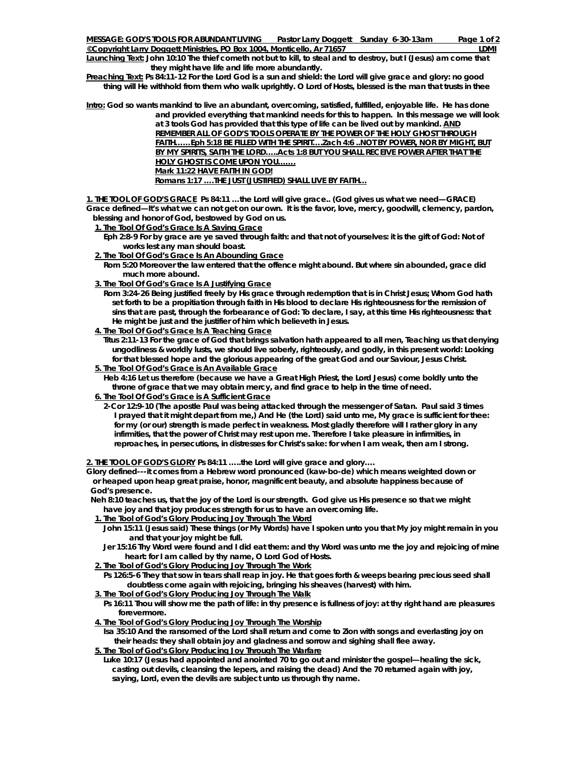**MESSAGE: GOD'S TOOLS FOR ABUNDANT LIVING     Pastor Larry Doggett   Sunday 6-30-13am**

**©Copyright Larry Doggett Ministries, PO Box 1004, Monticello, Ar 71657     LDMI**

**Launching Text: John 10:10 The thief cometh not but to kill, to steal and to destroy, but I (Jesus) am come that they might have life and life more abundantly.**

**Preaching Text: Ps 84:11-12 For the Lord God is a sun and shield: the Lord will give grace and glory: no good thing will He withhold from them who walk uprightly. O Lord of Hosts, blessed is the man that trusts in thee**

**Intro: God so wants mankind to live an abundant, overcoming, satisfied, fulfilled, enjoyable life. He has done and provided everything that mankind needs for this to happen. In this message we will look at 3 tools God has provided that this type of life can be lived out by mankind. AND REMEMBER ALL OF GOD'S TOOLS OPERATE BY THE POWER OF THE HOLY GHOST THROUGH FAITH……Eph 5:18 BE FILLED WITH THE SPIRIT….Zach 4:6 ..NOT BY POWER, NOR BY MIGHT, BUT BY MY SPIRITS, SAITH THE LORD…..Acts 1:8 BUT YOU SHALL RECEIVE POWER AFTER THAT THE HOLY GHOST IS COME UPON YOU……**
**Mark 11:22 HAVE FAITH IN GOD!**
**Romans 1:17 ….THE JUST (JUSTIFIED) SHALL LIVE BY FAITH…**

## 1. THE TOOL OF GOD'S GRACE Ps 84:11 …the Lord will give grace.. (God gives us what we need—GRACE)

**Grace defined—It's what we can not get on our own. It is the favor, love, mercy, goodwill, clemency, pardon, blessing and honor of God, bestowed by God on us.**

1. **The Tool Of God's Grace Is A Saving Grace**
   **Eph 2:8-9 For by grace are ye saved through faith: and that not of yourselves: it is the gift of God: Not of works lest any man should boast.**
2. **The Tool Of God's Grace Is An Abounding Grace**
   **Rom 5:20 Moreover the law entered that the offence might abound. But where sin abounded, grace did much more abound.**
3. **The Tool Of God's Grace Is A Justifying Grace**
   **Rom 3:24-26 Being justified freely by His grace through redemption that is in Christ Jesus; Whom God hath set forth to be a propitiation through faith in His blood to declare His righteousness for the remission of sins that are past, through the forbearance of God: To declare, I say, at this time His righteousness: that He might be just and the justifier of him which believeth in Jesus.**
4. **The Tool Of God's Grace Is A Teaching Grace**
   **Titus 2:11-13 For the grace of God that brings salvation hath appeared to all men, Teaching us that denying ungodliness & worldly lusts, we should live soberly, righteously, and godly, in this present world: Looking for that blessed hope and the glorious appearing of the great God and our Saviour, Jesus Christ.**
5. **The Tool Of God's Grace is An Available Grace**
   **Heb 4:16 Let us therefore (because we have a Great High Priest, the Lord Jesus) come boldly unto the throne of grace that we may obtain mercy, and find grace to help in the time of need.**
6. **The Tool Of God's Grace is A Sufficient Grace**
   **2-Cor 12:9-10 (The apostle Paul was being attacked through the messenger of Satan. Paul said 3 times I prayed that it might depart from me,) And He (the Lord) said unto me, My grace is sufficient for thee: for my (or our) strength is made perfect in weakness. Most gladly therefore will I rather glory in any infirmities, that the power of Christ may rest upon me. Therefore I take pleasure in infirmities, in reproaches, in persecutions, in distresses for Christ's sake: for when I am weak, then am I strong.**

## 2. THE TOOL OF GOD'S GLORY Ps 84:11 …..the Lord will give grace and glory….

**Glory defined---it comes from a Hebrew word pronounced (kaw-bo-de) which means weighted down or or heaped upon heap great praise, honor, magnificent beauty, and absolute happiness because of God's presence.**

**Neh 8:10 teaches us, that the joy of the Lord is our strength. God give us His presence so that we might have joy and that joy produces strength for us to have an overcoming life.**

1. **The Tool of God's Glory Producing Joy Through The Word**
   **John 15:11 (Jesus said) These things (or My Words) have I spoken unto you that My joy might remain in you and that your joy might be full.**
   **Jer 15:16 Thy Word were found and I did eat them: and thy Word was unto me the joy and rejoicing of mine heart: for I am called by thy name, O Lord God of Hosts.**
2. **The Tool of God's Glory Producing Joy Through The Work**
   **Ps 126:5-6 They that sow in tears shall reap in joy. He that goes forth & weeps bearing precious seed shall doubtless come again with rejoicing, bringing his sheaves (harvest) with him.**
3. **The Tool of God's Glory Producing Joy Through The Walk**
   **Ps 16:11 Thou will show me the path of life: in thy presence is fullness of joy: at thy right hand are pleasures forevermore.**
4. **The Tool of God's Glory Producing Joy Through The Worship**
   **Isa 35:10 And the ransomed of the Lord shall return and come to Zion with songs and everlasting joy on their heads: they shall obtain joy and gladness and sorrow and sighing shall flee away.**
5. **The Tool of God's Glory Producing Joy Through The Warfare**
   **Luke 10:17 (Jesus had appointed and anointed 70 to go out and minister the gospel—healing the sick, casting out devils, cleansing the lepers, and raising the dead) And the 70 returned again with joy, saying, Lord, even the devils are subject unto us through thy name.**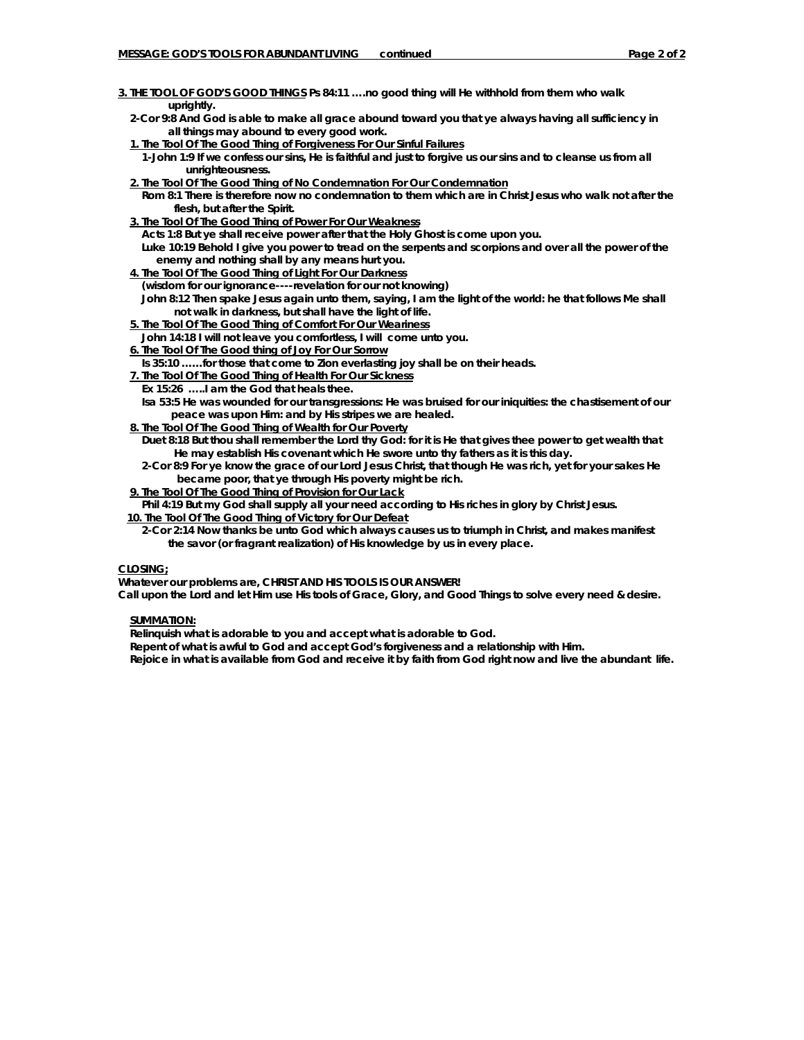**3. THE TOOL OF GOD'S GOOD THINGS** **Ps 84:11 ….no good thing will He withhold from them who walk uprightly.**

**2-Cor 9:8 And God is able to make all grace abound toward you that ye always having all sufficiency in all things may abound to every good work.**

**1. The Tool Of The Good Thing of Forgiveness For Our Sinful Failures**

**1-John 1:9 If we confess our sins, He is faithful and just to forgive us our sins and to cleanse us from all unrighteousness.**

**2. The Tool Of The Good Thing of No Condemnation For Our Condemnation**

**Rom 8:1 There is therefore now no condemnation to them which are in Christ Jesus who walk not after the flesh, but after the Spirit.**

**3. The Tool Of The Good Thing of Power For Our Weakness**

**Acts 1:8 But ye shall receive power after that the Holy Ghost is come upon you.**

**Luke 10:19 Behold I give you power to tread on the serpents and scorpions and over all the power of the enemy and nothing shall by any means hurt you.**

**4. The Tool Of The Good Thing of Light For Our Darkness**

**(wisdom for our ignorance----revelation for our not knowing)**

**John 8:12 Then spake Jesus again unto them, saying, I am the light of the world: he that follows Me shall not walk in darkness, but shall have the light of life.**

**5. The Tool Of The Good Thing of Comfort For Our Weariness**

**John 14:18 I will not leave you comfortless, I will come unto you.**

**6. The Tool Of The Good thing of Joy For Our Sorrow**

**Is 35:10 ……for those that come to Zion everlasting joy shall be on their heads.**

**7. The Tool Of The Good Thing of Health For Our Sickness**

**Ex 15:26 …..I am the God that heals thee.**

**Isa 53:5 He was wounded for our transgressions: He was bruised for our iniquities: the chastisement of our peace was upon Him: and by His stripes we are healed.**

**8. The Tool Of The Good Thing of Wealth for Our Poverty**

**Duet 8:18 But thou shall remember the Lord thy God: for it is He that gives thee power to get wealth that He may establish His covenant which He swore unto thy fathers as it is this day.**

**2-Cor 8:9 For ye know the grace of our Lord Jesus Christ, that though He was rich, yet for your sakes He became poor, that ye through His poverty might be rich.**

**9. The Tool Of The Good Thing of Provision for Our Lack**

**Phil 4:19 But my God shall supply all your need according to His riches in glory by Christ Jesus.**

**10. The Tool Of The Good Thing of Victory for Our Defeat**

**2-Cor 2:14 Now thanks be unto God which always causes us to triumph in Christ, and makes manifest the savor (or fragrant realization) of His knowledge by us in every place.**

**CLOSING;**

**Whatever our problems are, CHRIST AND HIS TOOLS IS OUR ANSWER!**
**Call upon the Lord and let Him use His tools of Grace, Glory, and Good Things to solve every need & desire.**

**SUMMATION:**

**Relinquish what is adorable to you and accept what is adorable to God.**
**Repent of what is awful to God and accept God's forgiveness and a relationship with Him.**
**Rejoice in what is available from God and receive it by faith from God right now and live the abundant life.**